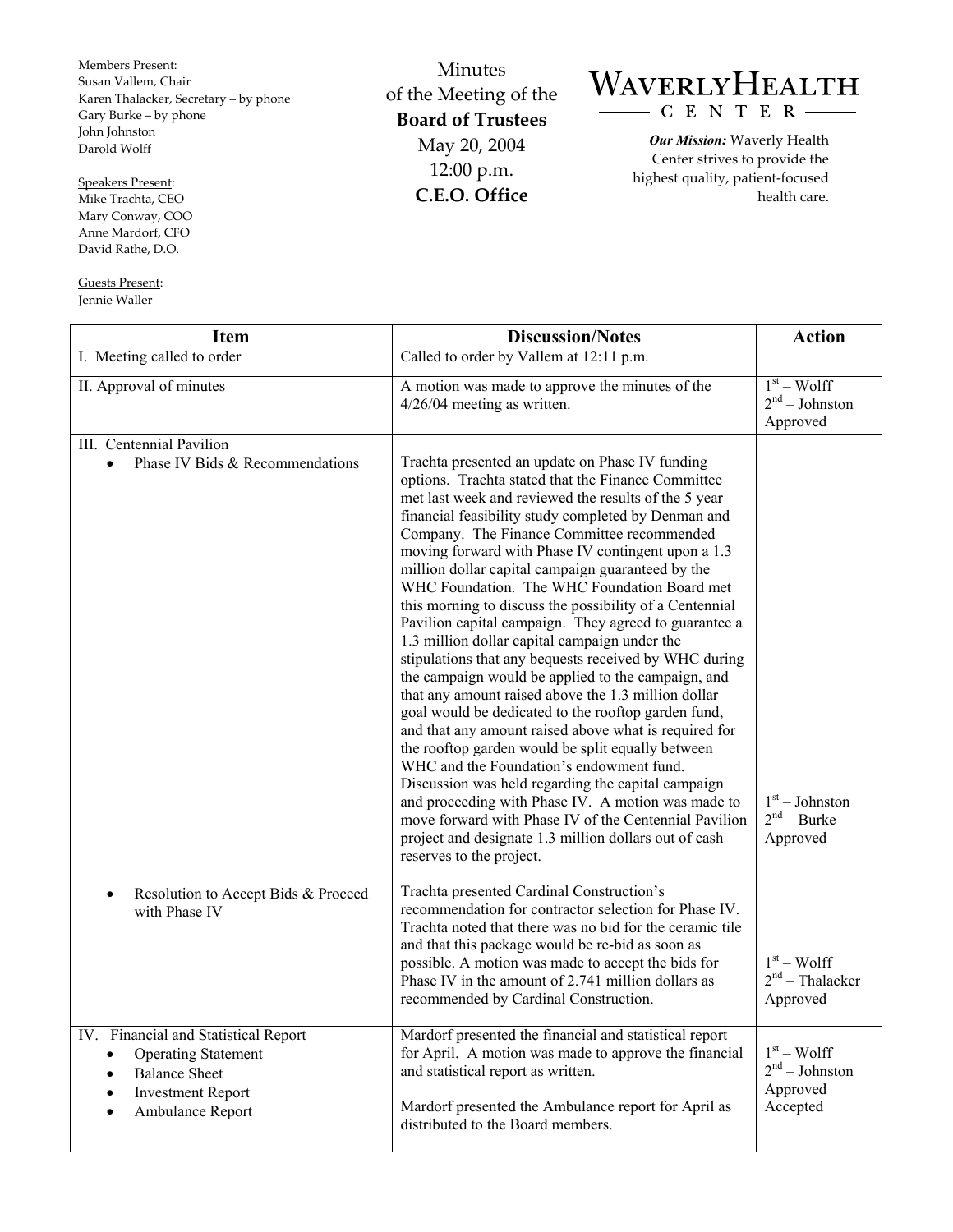**Members Present:**
Susan Vallem, Chair
Karen Thalacker, Secretary – by phone
Gary Burke – by phone
John Johnston
Darold Wolff

**Speakers Present:**
Mike Trachta, CEO
Mary Conway, COO
Anne Mardorf, CFO
David Rathe, D.O.

**Guests Present:**
Jennie Waller

# Minutes of the Meeting of the Board of Trustees

May 20, 2004
12:00 p.m.
**C.E.O. Office**

**WAVERLY HEALTH CENTER**

***Our Mission:*** Waverly Health Center strives to provide the highest quality, patient-focused health care.

| Item | Discussion/Notes | Action |
|---|---|---|
| I. Meeting called to order | Called to order by Vallem at 12:11 p.m. | |
| II. Approval of minutes | A motion was made to approve the minutes of the 4/26/04 meeting as written. | 1st – Wolff<br>2nd – Johnston<br>Approved |
| III. Centennial Pavilion<br>• Phase IV Bids & Recommendations | Trachta presented an update on Phase IV funding options. Trachta stated that the Finance Committee met last week and reviewed the results of the 5 year financial feasibility study completed by Denman and Company. The Finance Committee recommended moving forward with Phase IV contingent upon a 1.3 million dollar capital campaign guaranteed by the WHC Foundation. The WHC Foundation Board met this morning to discuss the possibility of a Centennial Pavilion capital campaign. They agreed to guarantee a 1.3 million dollar capital campaign under the stipulations that any bequests received by WHC during the campaign would be applied to the campaign, and that any amount raised above the 1.3 million dollar goal would be dedicated to the rooftop garden fund, and that any amount raised above what is required for the rooftop garden would be split equally between WHC and the Foundation's endowment fund. Discussion was held regarding the capital campaign and proceeding with Phase IV. A motion was made to move forward with Phase IV of the Centennial Pavilion project and designate 1.3 million dollars out of cash reserves to the project. | 1st – Johnston<br>2nd – Burke<br>Approved |
| • Resolution to Accept Bids & Proceed with Phase IV | Trachta presented Cardinal Construction's recommendation for contractor selection for Phase IV. Trachta noted that there was no bid for the ceramic tile and that this package would be re-bid as soon as possible. A motion was made to accept the bids for Phase IV in the amount of 2.741 million dollars as recommended by Cardinal Construction. | 1st – Wolff<br>2nd – Thalacker<br>Approved |
| IV. Financial and Statistical Report<br>• Operating Statement<br>• Balance Sheet<br>• Investment Report<br>• Ambulance Report | Mardorf presented the financial and statistical report for April. A motion was made to approve the financial and statistical report as written.<br><br>Mardorf presented the Ambulance report for April as distributed to the Board members. | 1st – Wolff<br>2nd – Johnston<br>Approved<br>Accepted |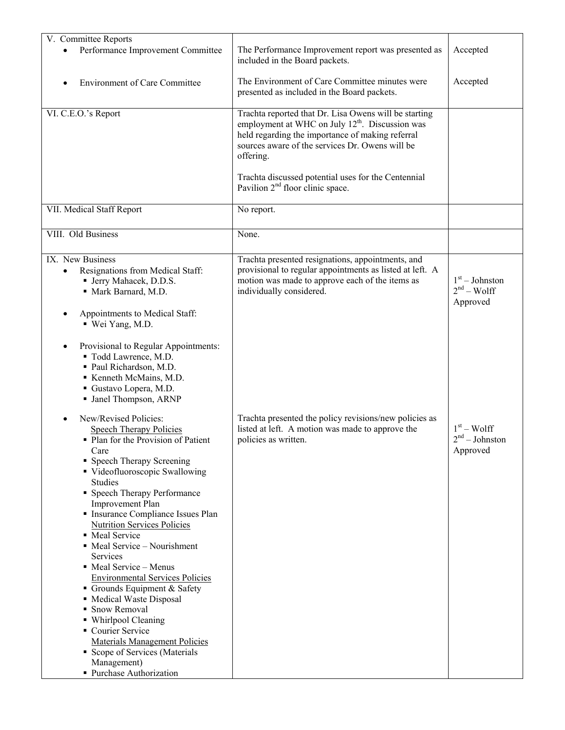| | | |
|---|---|---|
| V. Committee Reports<br>• Performance Improvement Committee<br><br>• Environment of Care Committee | The Performance Improvement report was presented as included in the Board packets.<br><br>The Environment of Care Committee minutes were presented as included in the Board packets. | Accepted<br><br>Accepted |
| VI. C.E.O.'s Report | Trachta reported that Dr. Lisa Owens will be starting employment at WHC on July 12th. Discussion was held regarding the importance of making referral sources aware of the services Dr. Owens will be offering.<br><br>Trachta discussed potential uses for the Centennial Pavilion 2nd floor clinic space. | |
| VII. Medical Staff Report | No report. | |
| VIII. Old Business | None. | |
| IX. New Business<br>• Resignations from Medical Staff:<br>  ▪ Jerry Mahacek, D.D.S.<br>  ▪ Mark Barnard, M.D.<br><br>• Appointments to Medical Staff:<br>  ▪ Wei Yang, M.D.<br><br>• Provisional to Regular Appointments:<br>  ▪ Todd Lawrence, M.D.<br>  ▪ Paul Richardson, M.D.<br>  ▪ Kenneth McMains, M.D.<br>  ▪ Gustavo Lopera, M.D.<br>  ▪ Janel Thompson, ARNP | Trachta presented resignations, appointments, and provisional to regular appointments as listed at left. A motion was made to approve each of the items as individually considered. | 1st – Johnston<br>2nd – Wolff<br>Approved |
| • New/Revised Policies:<br>  Speech Therapy Policies<br>  ▪ Plan for the Provision of Patient Care<br>  ▪ Speech Therapy Screening<br>  ▪ Videofluoroscopic Swallowing Studies<br>  ▪ Speech Therapy Performance Improvement Plan<br>  ▪ Insurance Compliance Issues Plan<br>  Nutrition Services Policies<br>  ▪ Meal Service<br>  ▪ Meal Service – Nourishment Services<br>  ▪ Meal Service – Menus<br>  Environmental Services Policies<br>  ▪ Grounds Equipment & Safety<br>  ▪ Medical Waste Disposal<br>  ▪ Snow Removal<br>  ▪ Whirlpool Cleaning<br>  ▪ Courier Service<br>  Materials Management Policies<br>  ▪ Scope of Services (Materials Management)<br>  ▪ Purchase Authorization | Trachta presented the policy revisions/new policies as listed at left. A motion was made to approve the policies as written. | 1st – Wolff<br>2nd – Johnston<br>Approved |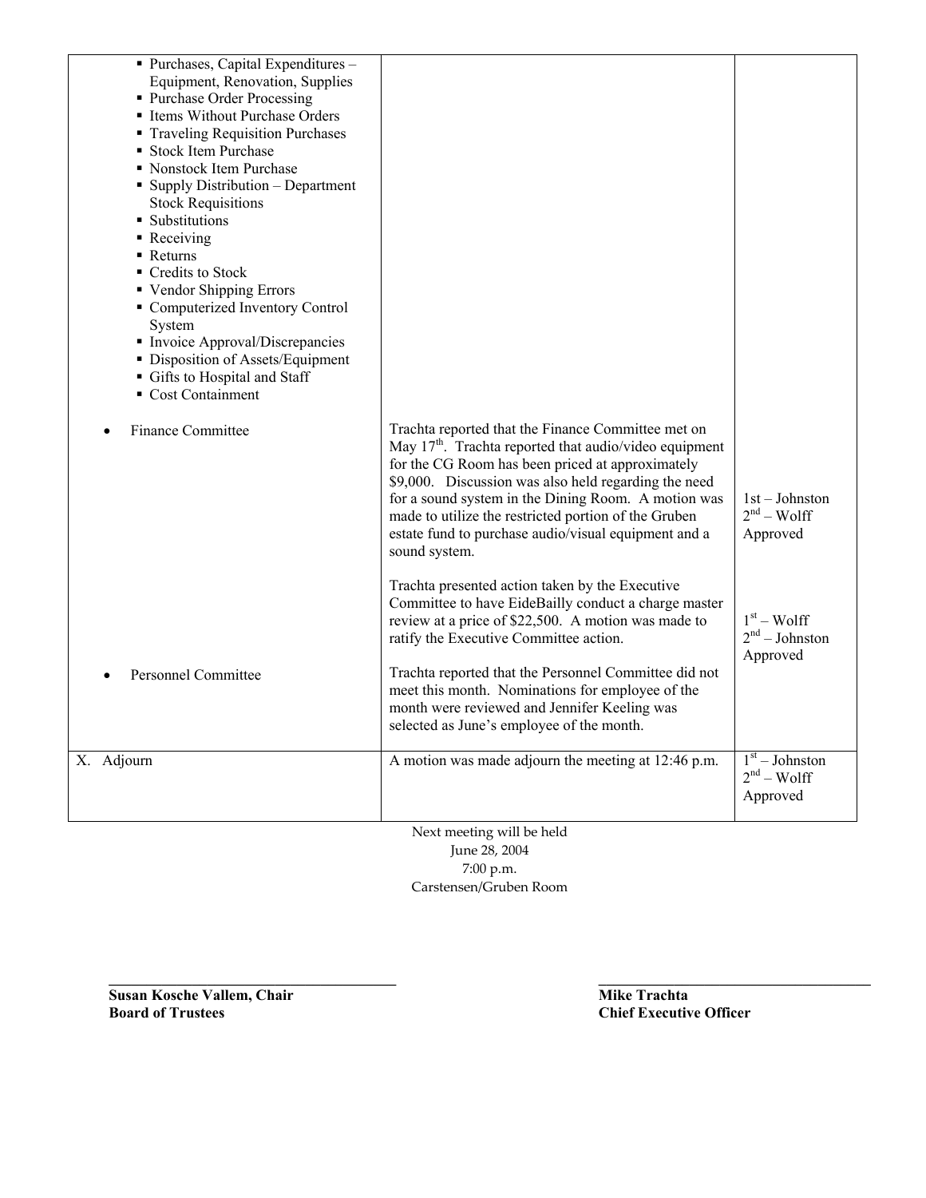| | | |
|---|---|---|
| ▪ Purchases, Capital Expenditures – Equipment, Renovation, Supplies<br>▪ Purchase Order Processing<br>▪ Items Without Purchase Orders<br>▪ Traveling Requisition Purchases<br>▪ Stock Item Purchase<br>▪ Nonstock Item Purchase<br>▪ Supply Distribution – Department Stock Requisitions<br>▪ Substitutions<br>▪ Receiving<br>▪ Returns<br>▪ Credits to Stock<br>▪ Vendor Shipping Errors<br>▪ Computerized Inventory Control System<br>▪ Invoice Approval/Discrepancies<br>▪ Disposition of Assets/Equipment<br>▪ Gifts to Hospital and Staff<br>▪ Cost Containment | | |
| • Finance Committee | Trachta reported that the Finance Committee met on May 17th. Trachta reported that audio/video equipment for the CG Room has been priced at approximately \$9,000. Discussion was also held regarding the need for a sound system in the Dining Room. A motion was made to utilize the restricted portion of the Gruben estate fund to purchase audio/visual equipment and a sound system. | 1st – Johnston<br>2nd – Wolff<br>Approved |
| | Trachta presented action taken by the Executive Committee to have EideBailly conduct a charge master review at a price of \$22,500. A motion was made to ratify the Executive Committee action. | 1st – Wolff<br>2nd – Johnston<br>Approved |
| • Personnel Committee | Trachta reported that the Personnel Committee did not meet this month. Nominations for employee of the month were reviewed and Jennifer Keeling was selected as June's employee of the month. | |
| X. Adjourn | A motion was made adjourn the meeting at 12:46 p.m. | 1st – Johnston<br>2nd – Wolff<br>Approved |

Next meeting will be held
June 28, 2004
7:00 p.m.
Carstensen/Gruben Room

**Susan Kosche Vallem, Chair**
**Board of Trustees**

**Mike Trachta**
**Chief Executive Officer**